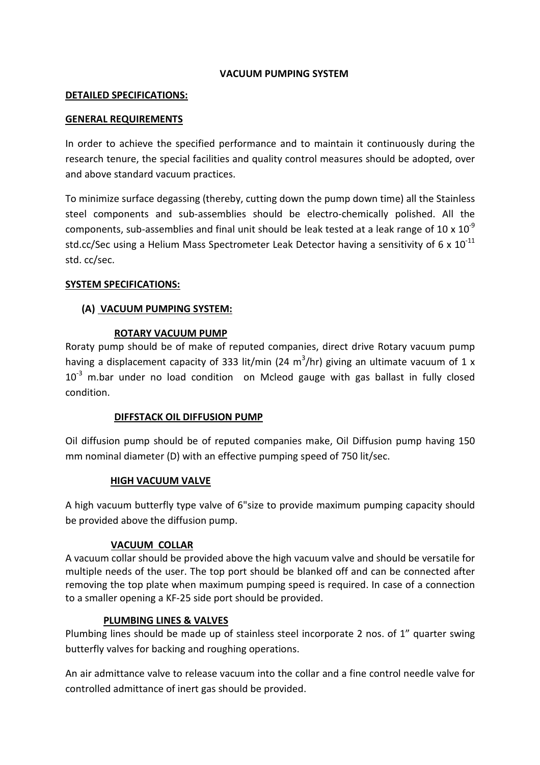# VACUUM PUMPING SYSTEM

## DETAILED SPECIFICATIONS:

## GENERAL REQUIREMENTS

In order to achieve the specified performance and to maintain it continuously during the research tenure, the special facilities and quality control measures should be adopted, over and above standard vacuum practices.

To minimize surface degassing (thereby, cutting down the pump down time) all the Stainless steel components and sub-assemblies should be electro-chemically polished. All the components, sub-assemblies and final unit should be leak tested at a leak range of $10 \times 10^{-9}$ std.cc/Sec using a Helium Mass Spectrometer Leak Detector having a sensitivity of $6 \times 10^{-11}$ std. cc/sec.

## SYSTEM SPECIFICATIONS:

### (A) VACUUM PUMPING SYSTEM:

#### ROTARY VACUUM PUMP

Roraty pump should be of make of reputed companies, direct drive Rotary vacuum pump having a displacement capacity of 333 lit/min (24 $m^3$/hr) giving an ultimate vacuum of $1 \times 10^{-3}$ m.bar under no load condition on Mcleod gauge with gas ballast in fully closed condition.

#### DIFFSTACK OIL DIFFUSION PUMP

Oil diffusion pump should be of reputed companies make, Oil Diffusion pump having 150 mm nominal diameter (D) with an effective pumping speed of 750 lit/sec.

#### HIGH VACUUM VALVE

A high vacuum butterfly type valve of 6"size to provide maximum pumping capacity should be provided above the diffusion pump.

#### VACUUM COLLAR

A vacuum collar should be provided above the high vacuum valve and should be versatile for multiple needs of the user. The top port should be blanked off and can be connected after removing the top plate when maximum pumping speed is required. In case of a connection to a smaller opening a KF-25 side port should be provided.

#### PLUMBING LINES & VALVES

Plumbing lines should be made up of stainless steel incorporate 2 nos. of 1" quarter swing butterfly valves for backing and roughing operations.

An air admittance valve to release vacuum into the collar and a fine control needle valve for controlled admittance of inert gas should be provided.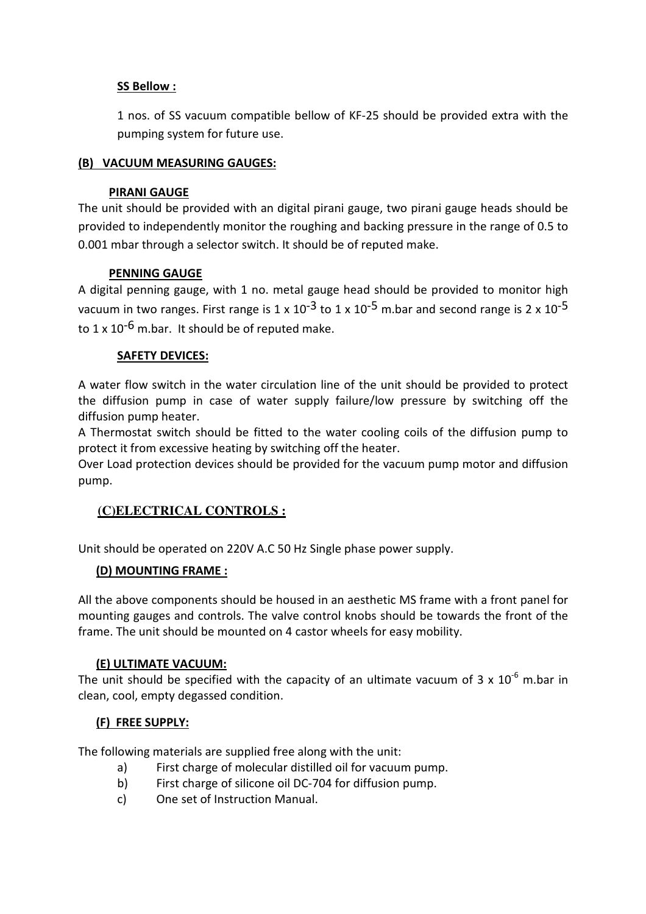**SS Bellow :**

1 nos. of SS vacuum compatible bellow of KF-25 should be provided extra with the pumping system for future use.

**(B) VACUUM MEASURING GAUGES:**

**PIRANI GAUGE**

The unit should be provided with an digital pirani gauge, two pirani gauge heads should be provided to independently monitor the roughing and backing pressure in the range of 0.5 to 0.001 mbar through a selector switch. It should be of reputed make.

**PENNING GAUGE**

A digital penning gauge, with 1 no. metal gauge head should be provided to monitor high vacuum in two ranges. First range is $1 \times 10^{-3}$ to $1 \times 10^{-5}$ m.bar and second range is $2 \times 10^{-5}$ to $1 \times 10^{-6}$ m.bar. It should be of reputed make.

**SAFETY DEVICES:**

A water flow switch in the water circulation line of the unit should be provided to protect the diffusion pump in case of water supply failure/low pressure by switching off the diffusion pump heater.

A Thermostat switch should be fitted to the water cooling coils of the diffusion pump to protect it from excessive heating by switching off the heater.

Over Load protection devices should be provided for the vacuum pump motor and diffusion pump.

**(C)ELECTRICAL CONTROLS :**

Unit should be operated on 220V A.C 50 Hz Single phase power supply.

**(D) MOUNTING FRAME :**

All the above components should be housed in an aesthetic MS frame with a front panel for mounting gauges and controls. The valve control knobs should be towards the front of the frame. The unit should be mounted on 4 castor wheels for easy mobility.

**(E) ULTIMATE VACUUM:**

The unit should be specified with the capacity of an ultimate vacuum of $3 \times 10^{-6}$ m.bar in clean, cool, empty degassed condition.

**(F) FREE SUPPLY:**

The following materials are supplied free along with the unit:

a) First charge of molecular distilled oil for vacuum pump.

b) First charge of silicone oil DC-704 for diffusion pump.

c) One set of Instruction Manual.